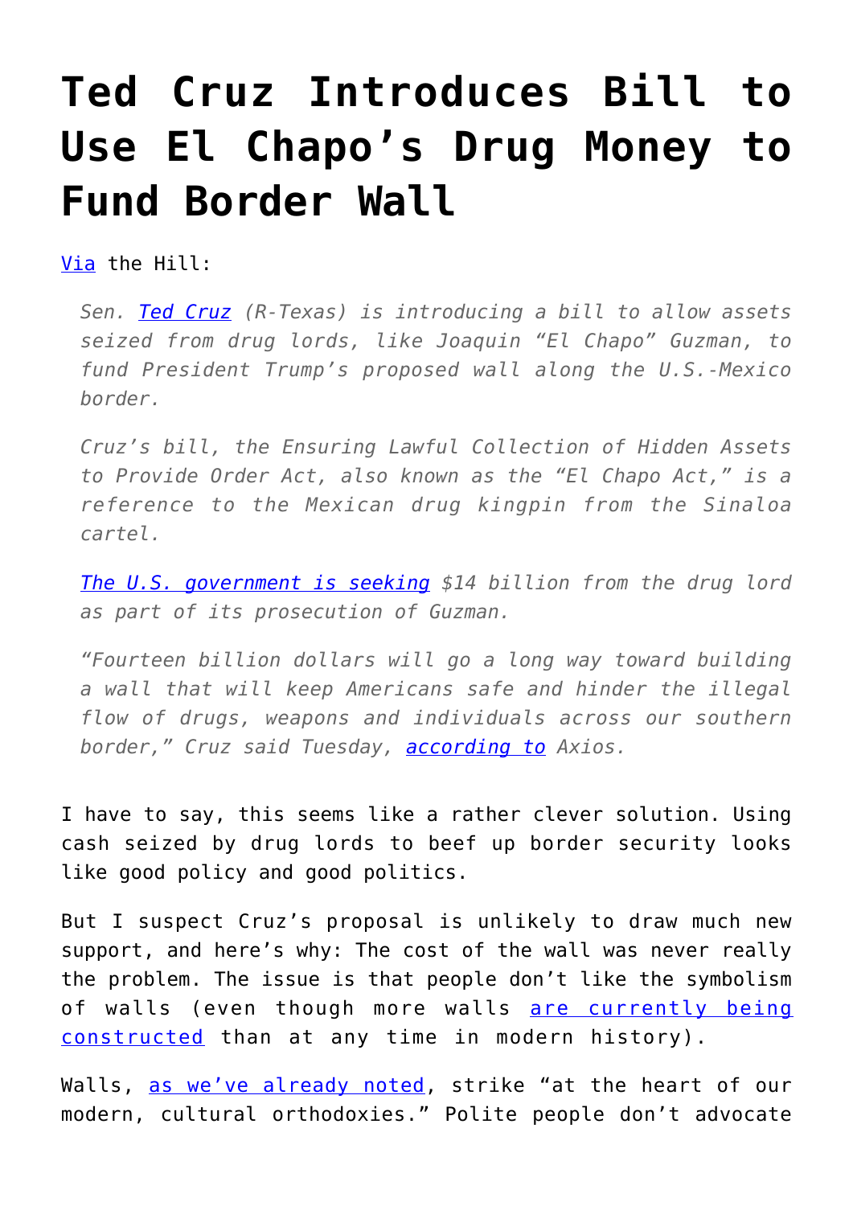# Ted Cruz Introduces Bill to Use El Chapo's Drug Money to Fund Border Wall

Via the Hill:

> *Sen. Ted Cruz (R-Texas) is introducing a bill to allow assets seized from drug lords, like Joaquin "El Chapo" Guzman, to fund President Trump's proposed wall along the U.S.-Mexico border.*
>
> *Cruz's bill, the Ensuring Lawful Collection of Hidden Assets to Provide Order Act, also known as the "El Chapo Act," is a reference to the Mexican drug kingpin from the Sinaloa cartel.*
>
> *The U.S. government is seeking $14 billion from the drug lord as part of its prosecution of Guzman.*
>
> *"Fourteen billion dollars will go a long way toward building a wall that will keep Americans safe and hinder the illegal flow of drugs, weapons and individuals across our southern border," Cruz said Tuesday, according to Axios.*

I have to say, this seems like a rather clever solution. Using cash seized by drug lords to beef up border security looks like good policy and good politics.

But I suspect Cruz's proposal is unlikely to draw much new support, and here's why: The cost of the wall was never really the problem. The issue is that people don't like the symbolism of walls (even though more walls are currently being constructed than at any time in modern history).

Walls, as we've already noted, strike "at the heart of our modern, cultural orthodoxies." Polite people don't advocate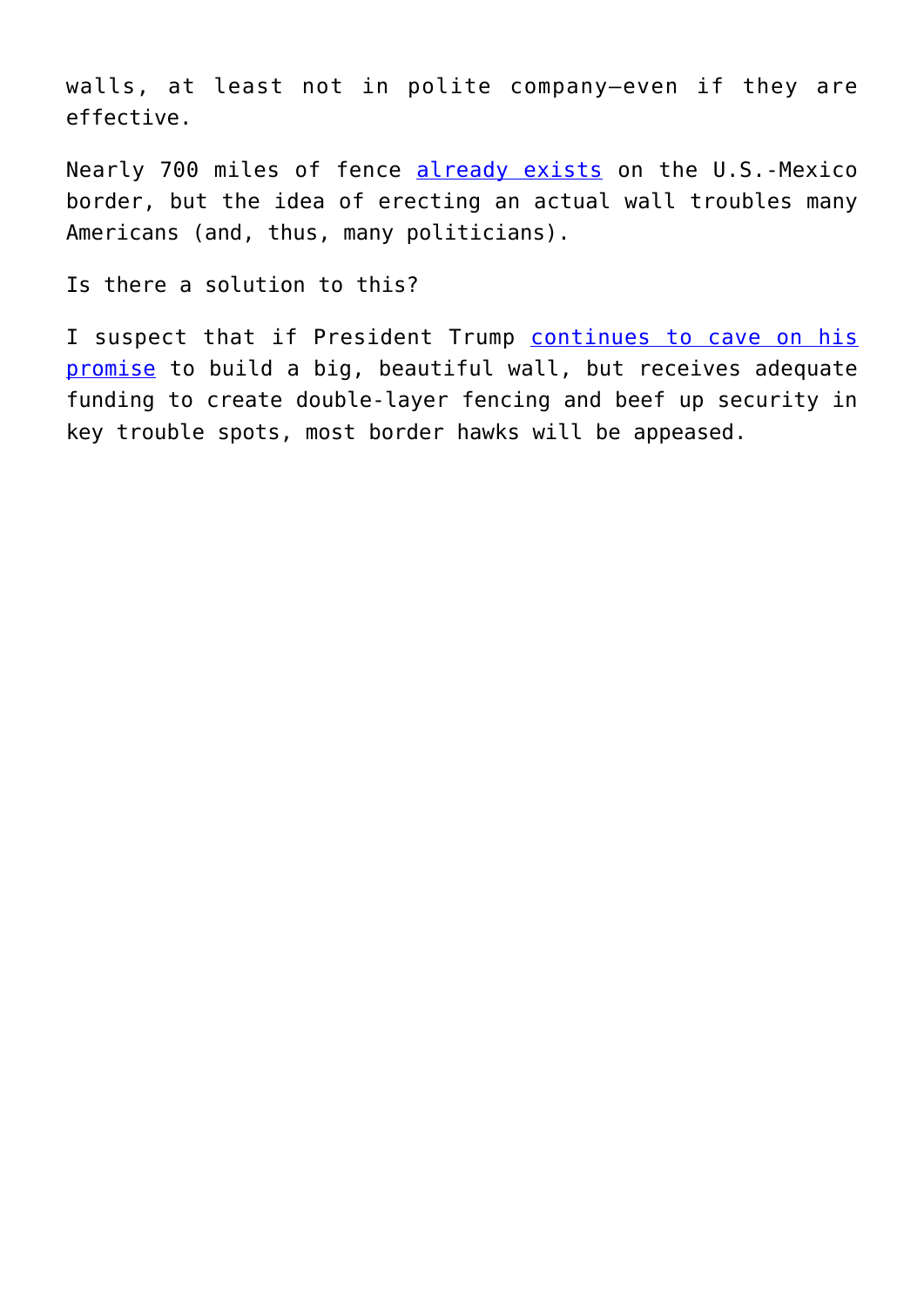walls, at least not in polite company—even if they are effective.

Nearly 700 miles of fence already exists on the U.S.-Mexico border, but the idea of erecting an actual wall troubles many Americans (and, thus, many politicians).

Is there a solution to this?

I suspect that if President Trump continues to cave on his promise to build a big, beautiful wall, but receives adequate funding to create double-layer fencing and beef up security in key trouble spots, most border hawks will be appeased.